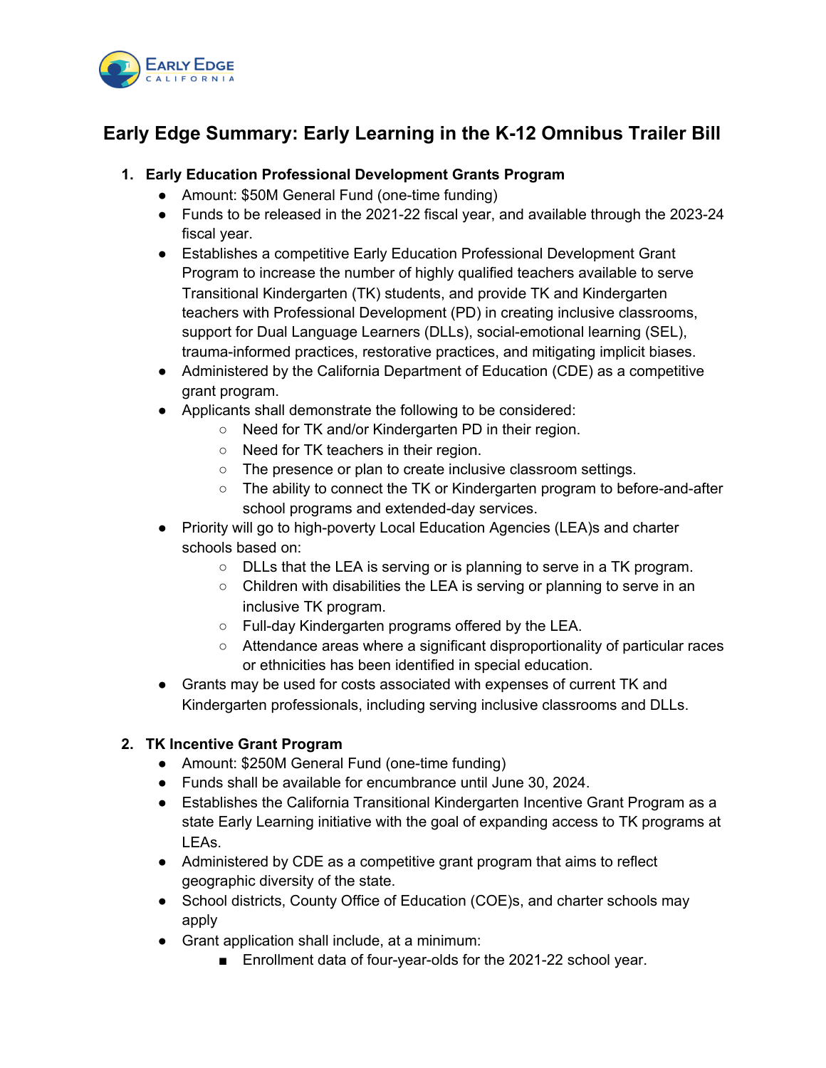# Early Edge Summary: Early Learning in the K-12 Omnibus Trailer Bill

1. **Early Education Professional Development Grants Program**
   - Amount: $50M General Fund (one-time funding)
   - Funds to be released in the 2021-22 fiscal year, and available through the 2023-24 fiscal year.
   - Establishes a competitive Early Education Professional Development Grant Program to increase the number of highly qualified teachers available to serve Transitional Kindergarten (TK) students, and provide TK and Kindergarten teachers with Professional Development (PD) in creating inclusive classrooms, support for Dual Language Learners (DLLs), social-emotional learning (SEL), trauma-informed practices, restorative practices, and mitigating implicit biases.
   - Administered by the California Department of Education (CDE) as a competitive grant program.
   - Applicants shall demonstrate the following to be considered:
     - Need for TK and/or Kindergarten PD in their region.
     - Need for TK teachers in their region.
     - The presence or plan to create inclusive classroom settings.
     - The ability to connect the TK or Kindergarten program to before-and-after school programs and extended-day services.
   - Priority will go to high-poverty Local Education Agencies (LEA)s and charter schools based on:
     - DLLs that the LEA is serving or is planning to serve in a TK program.
     - Children with disabilities the LEA is serving or planning to serve in an inclusive TK program.
     - Full-day Kindergarten programs offered by the LEA.
     - Attendance areas where a significant disproportionality of particular races or ethnicities has been identified in special education.
   - Grants may be used for costs associated with expenses of current TK and Kindergarten professionals, including serving inclusive classrooms and DLLs.

2. **TK Incentive Grant Program**
   - Amount: $250M General Fund (one-time funding)
   - Funds shall be available for encumbrance until June 30, 2024.
   - Establishes the California Transitional Kindergarten Incentive Grant Program as a state Early Learning initiative with the goal of expanding access to TK programs at LEAs.
   - Administered by CDE as a competitive grant program that aims to reflect geographic diversity of the state.
   - School districts, County Office of Education (COE)s, and charter schools may apply
   - Grant application shall include, at a minimum:
     - Enrollment data of four-year-olds for the 2021-22 school year.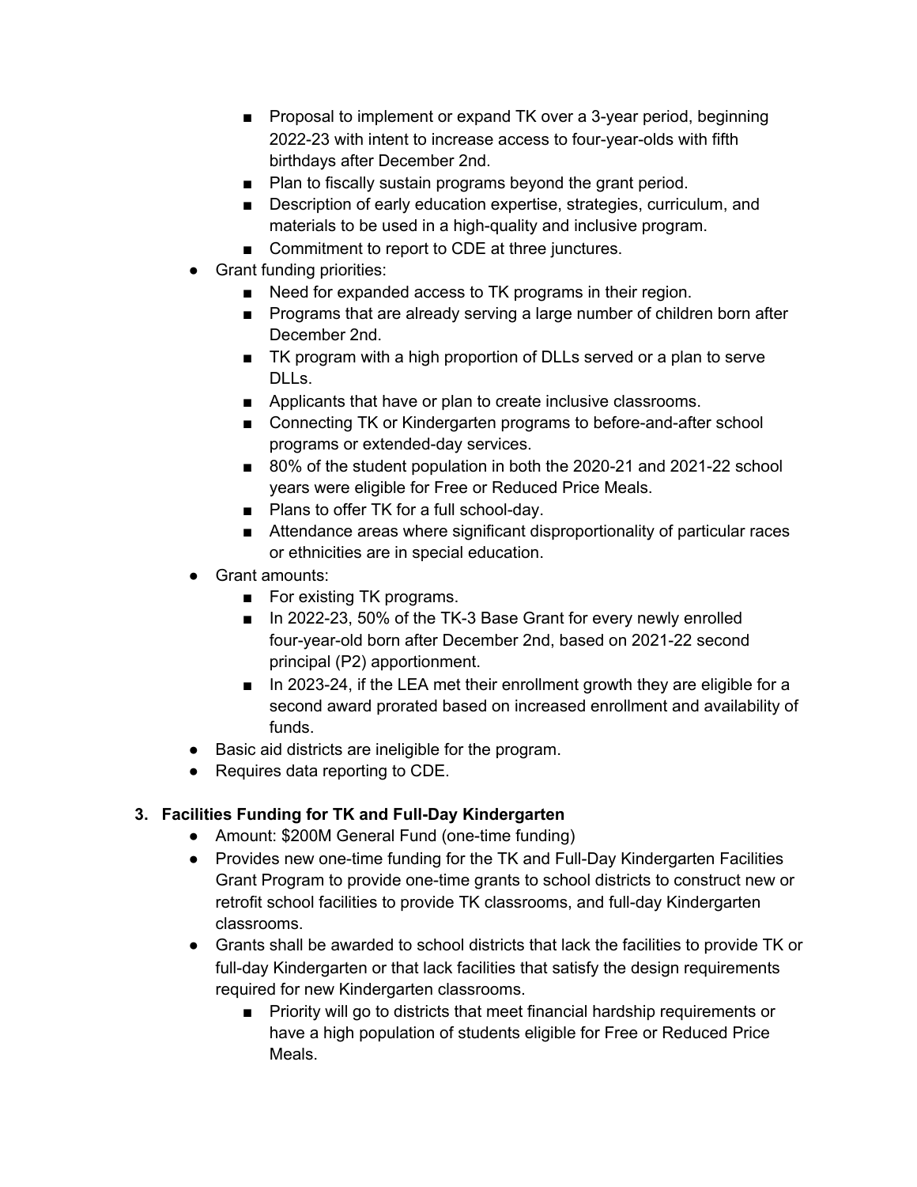- Proposal to implement or expand TK over a 3-year period, beginning 2022-23 with intent to increase access to four-year-olds with fifth birthdays after December 2nd.
    - Plan to fiscally sustain programs beyond the grant period.
    - Description of early education expertise, strategies, curriculum, and materials to be used in a high-quality and inclusive program.
    - Commitment to report to CDE at three junctures.
- Grant funding priorities:
    - Need for expanded access to TK programs in their region.
    - Programs that are already serving a large number of children born after December 2nd.
    - TK program with a high proportion of DLLs served or a plan to serve DLLs.
    - Applicants that have or plan to create inclusive classrooms.
    - Connecting TK or Kindergarten programs to before-and-after school programs or extended-day services.
    - 80% of the student population in both the 2020-21 and 2021-22 school years were eligible for Free or Reduced Price Meals.
    - Plans to offer TK for a full school-day.
    - Attendance areas where significant disproportionality of particular races or ethnicities are in special education.
- Grant amounts:
    - For existing TK programs.
    - In 2022-23, 50% of the TK-3 Base Grant for every newly enrolled four-year-old born after December 2nd, based on 2021-22 second principal (P2) apportionment.
    - In 2023-24, if the LEA met their enrollment growth they are eligible for a second award prorated based on increased enrollment and availability of funds.
- Basic aid districts are ineligible for the program.
- Requires data reporting to CDE.

### 3. Facilities Funding for TK and Full-Day Kindergarten

- Amount: $200M General Fund (one-time funding)
- Provides new one-time funding for the TK and Full-Day Kindergarten Facilities Grant Program to provide one-time grants to school districts to construct new or retrofit school facilities to provide TK classrooms, and full-day Kindergarten classrooms.
- Grants shall be awarded to school districts that lack the facilities to provide TK or full-day Kindergarten or that lack facilities that satisfy the design requirements required for new Kindergarten classrooms.
    - Priority will go to districts that meet financial hardship requirements or have a high population of students eligible for Free or Reduced Price Meals.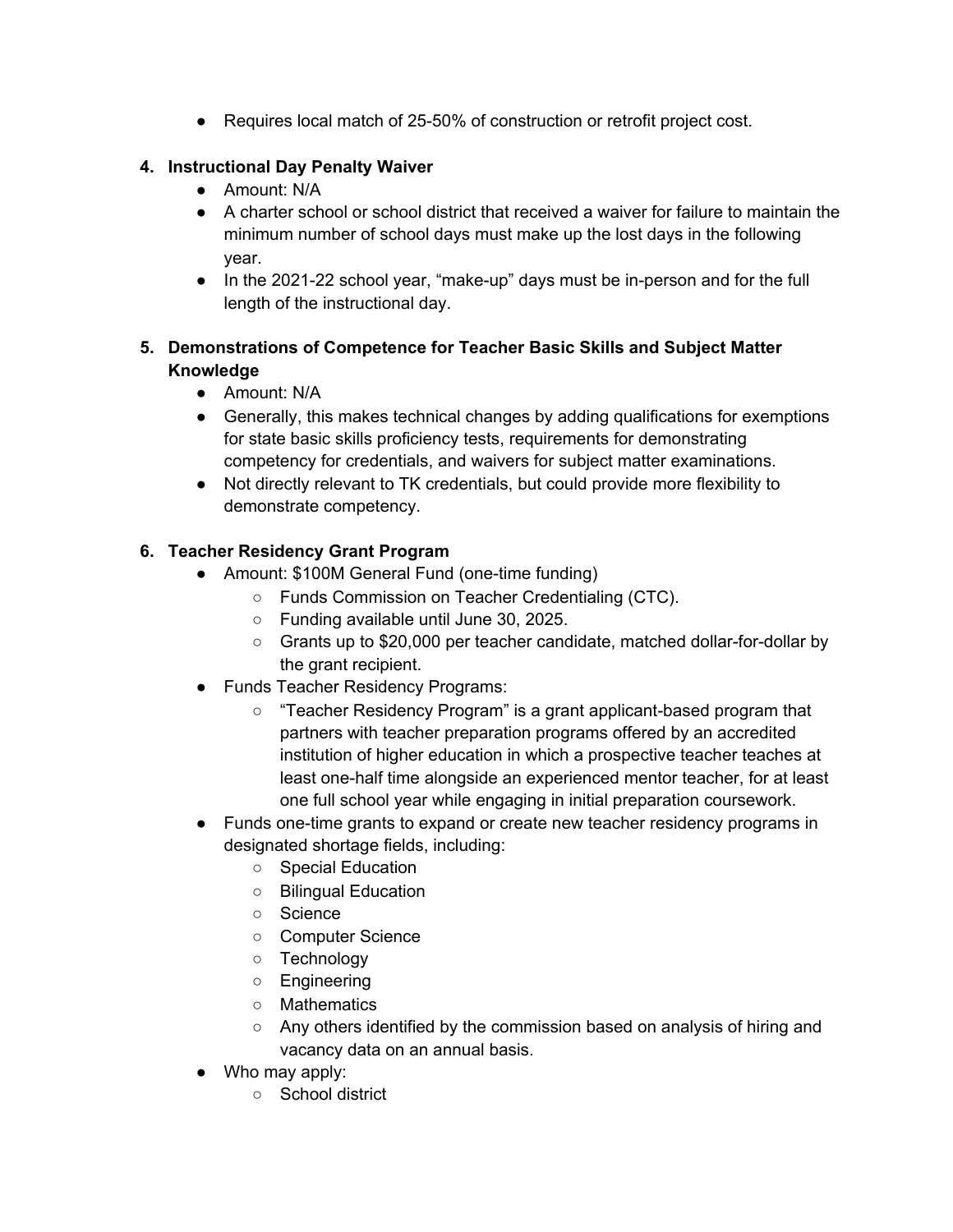- Requires local match of 25-50% of construction or retrofit project cost.

4. **Instructional Day Penalty Waiver**
   - Amount: N/A
   - A charter school or school district that received a waiver for failure to maintain the minimum number of school days must make up the lost days in the following year.
   - In the 2021-22 school year, "make-up" days must be in-person and for the full length of the instructional day.

5. **Demonstrations of Competence for Teacher Basic Skills and Subject Matter Knowledge**
   - Amount: N/A
   - Generally, this makes technical changes by adding qualifications for exemptions for state basic skills proficiency tests, requirements for demonstrating competency for credentials, and waivers for subject matter examinations.
   - Not directly relevant to TK credentials, but could provide more flexibility to demonstrate competency.

6. **Teacher Residency Grant Program**
   - Amount: $100M General Fund (one-time funding)
     - Funds Commission on Teacher Credentialing (CTC).
     - Funding available until June 30, 2025.
     - Grants up to $20,000 per teacher candidate, matched dollar-for-dollar by the grant recipient.
   - Funds Teacher Residency Programs:
     - "Teacher Residency Program" is a grant applicant-based program that partners with teacher preparation programs offered by an accredited institution of higher education in which a prospective teacher teaches at least one-half time alongside an experienced mentor teacher, for at least one full school year while engaging in initial preparation coursework.
   - Funds one-time grants to expand or create new teacher residency programs in designated shortage fields, including:
     - Special Education
     - Bilingual Education
     - Science
     - Computer Science
     - Technology
     - Engineering
     - Mathematics
     - Any others identified by the commission based on analysis of hiring and vacancy data on an annual basis.
   - Who may apply:
     - School district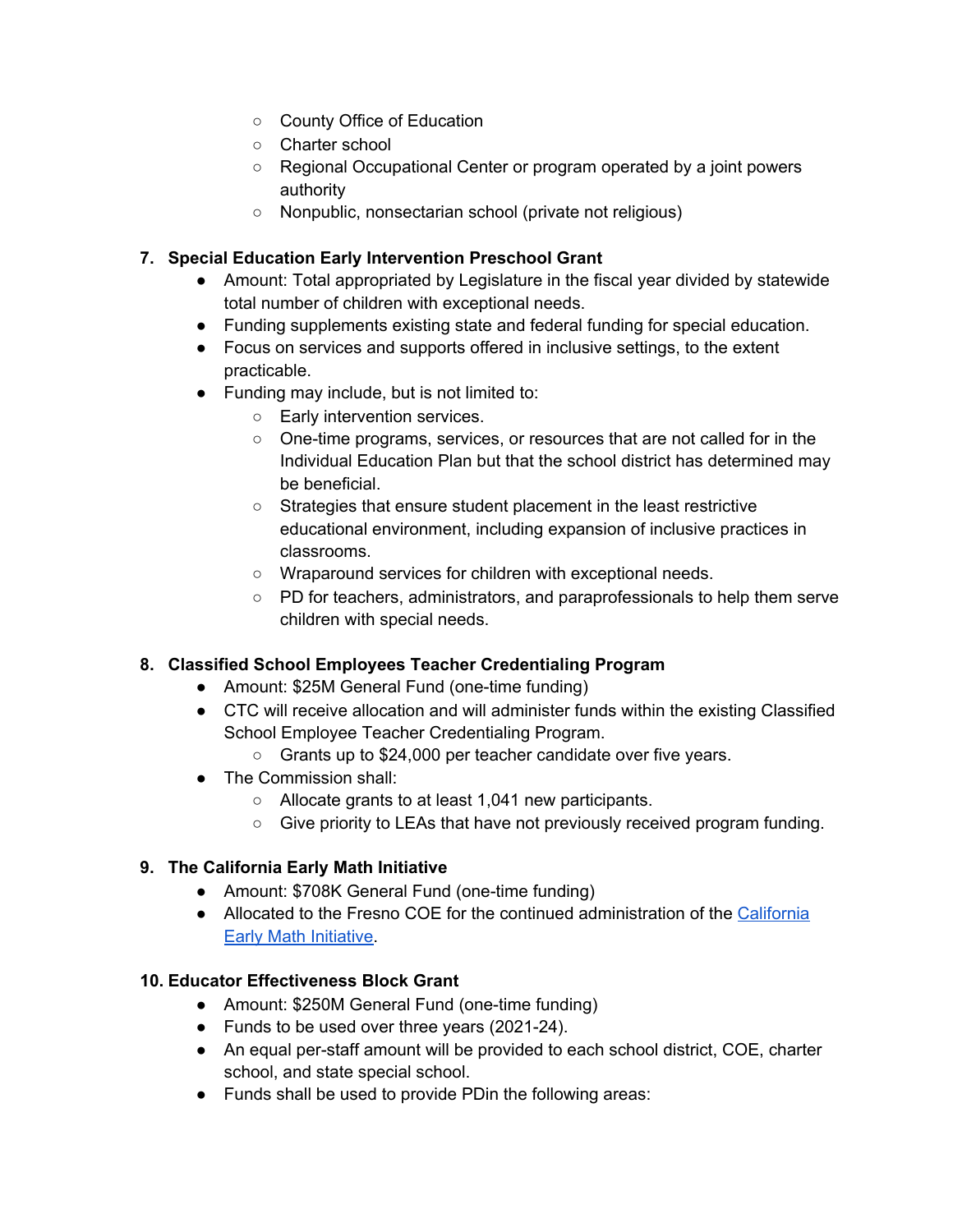- County Office of Education
  - Charter school
  - Regional Occupational Center or program operated by a joint powers authority
  - Nonpublic, nonsectarian school (private not religious)

7. **Special Education Early Intervention Preschool Grant**
   - Amount: Total appropriated by Legislature in the fiscal year divided by statewide total number of children with exceptional needs.
   - Funding supplements existing state and federal funding for special education.
   - Focus on services and supports offered in inclusive settings, to the extent practicable.
   - Funding may include, but is not limited to:
     - Early intervention services.
     - One-time programs, services, or resources that are not called for in the Individual Education Plan but that the school district has determined may be beneficial.
     - Strategies that ensure student placement in the least restrictive educational environment, including expansion of inclusive practices in classrooms.
     - Wraparound services for children with exceptional needs.
     - PD for teachers, administrators, and paraprofessionals to help them serve children with special needs.

8. **Classified School Employees Teacher Credentialing Program**
   - Amount: $25M General Fund (one-time funding)
   - CTC will receive allocation and will administer funds within the existing Classified School Employee Teacher Credentialing Program.
     - Grants up to $24,000 per teacher candidate over five years.
   - The Commission shall:
     - Allocate grants to at least 1,041 new participants.
     - Give priority to LEAs that have not previously received program funding.

9. **The California Early Math Initiative**
   - Amount: $708K General Fund (one-time funding)
   - Allocated to the Fresno COE for the continued administration of the [California Early Math Initiative](#).

10. **Educator Effectiveness Block Grant**
    - Amount: $250M General Fund (one-time funding)
    - Funds to be used over three years (2021-24).
    - An equal per-staff amount will be provided to each school district, COE, charter school, and state special school.
    - Funds shall be used to provide PDin the following areas: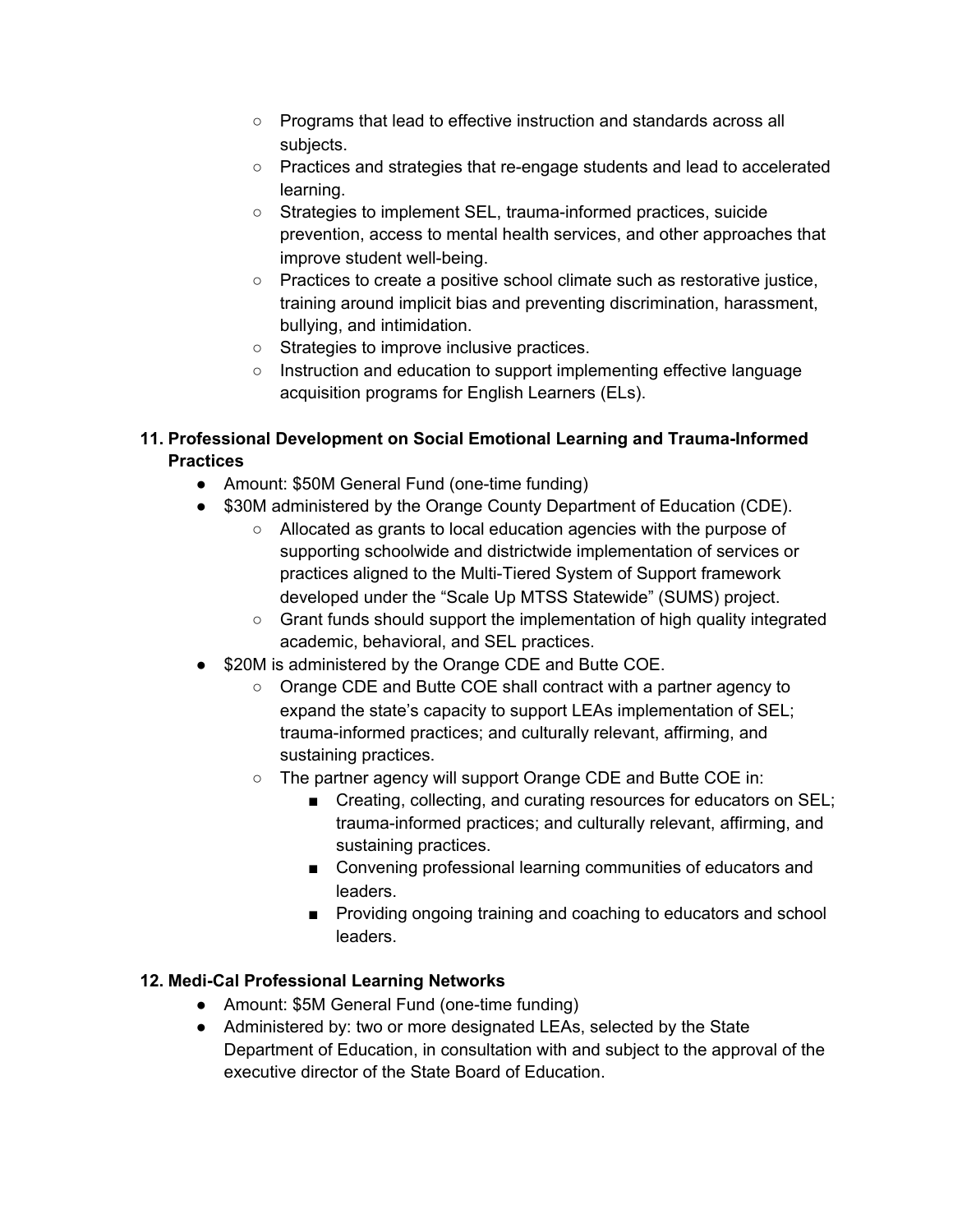- Programs that lead to effective instruction and standards across all subjects.
    - Practices and strategies that re-engage students and lead to accelerated learning.
    - Strategies to implement SEL, trauma-informed practices, suicide prevention, access to mental health services, and other approaches that improve student well-being.
    - Practices to create a positive school climate such as restorative justice, training around implicit bias and preventing discrimination, harassment, bullying, and intimidation.
    - Strategies to improve inclusive practices.
    - Instruction and education to support implementing effective language acquisition programs for English Learners (ELs).

**11. Professional Development on Social Emotional Learning and Trauma-Informed Practices**

- Amount: $50M General Fund (one-time funding)
- $30M administered by the Orange County Department of Education (CDE).
    - Allocated as grants to local education agencies with the purpose of supporting schoolwide and districtwide implementation of services or practices aligned to the Multi-Tiered System of Support framework developed under the "Scale Up MTSS Statewide" (SUMS) project.
    - Grant funds should support the implementation of high quality integrated academic, behavioral, and SEL practices.
- $20M is administered by the Orange CDE and Butte COE.
    - Orange CDE and Butte COE shall contract with a partner agency to expand the state's capacity to support LEAs implementation of SEL; trauma-informed practices; and culturally relevant, affirming, and sustaining practices.
    - The partner agency will support Orange CDE and Butte COE in:
        - Creating, collecting, and curating resources for educators on SEL; trauma-informed practices; and culturally relevant, affirming, and sustaining practices.
        - Convening professional learning communities of educators and leaders.
        - Providing ongoing training and coaching to educators and school leaders.

**12. Medi-Cal Professional Learning Networks**

- Amount: $5M General Fund (one-time funding)
- Administered by: two or more designated LEAs, selected by the State Department of Education, in consultation with and subject to the approval of the executive director of the State Board of Education.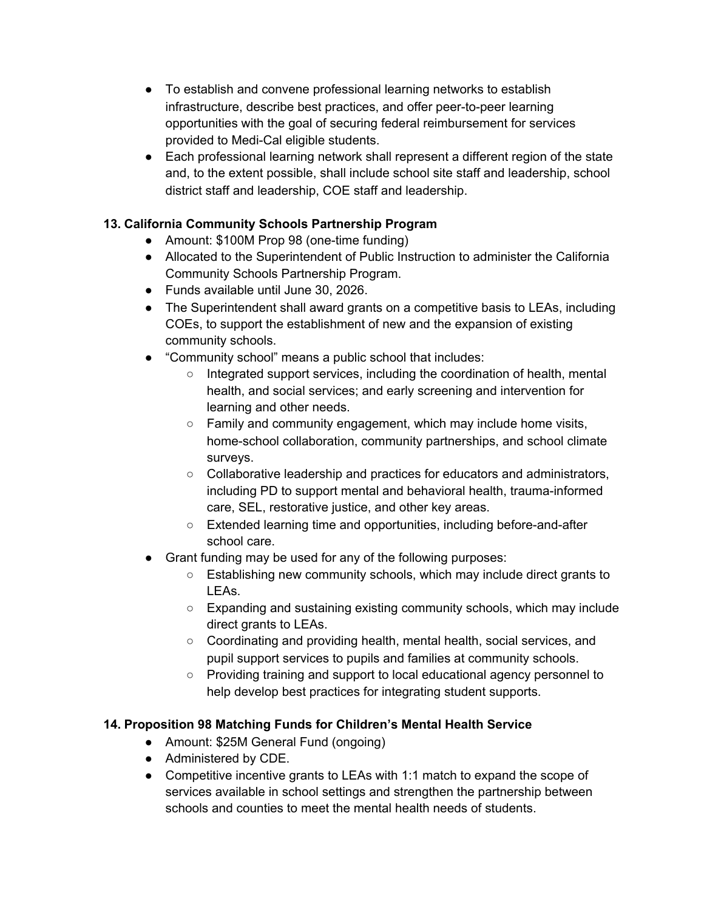- To establish and convene professional learning networks to establish infrastructure, describe best practices, and offer peer-to-peer learning opportunities with the goal of securing federal reimbursement for services provided to Medi-Cal eligible students.
- Each professional learning network shall represent a different region of the state and, to the extent possible, shall include school site staff and leadership, school district staff and leadership, COE staff and leadership.

**13. California Community Schools Partnership Program**

- Amount: $100M Prop 98 (one-time funding)
- Allocated to the Superintendent of Public Instruction to administer the California Community Schools Partnership Program.
- Funds available until June 30, 2026.
- The Superintendent shall award grants on a competitive basis to LEAs, including COEs, to support the establishment of new and the expansion of existing community schools.
- "Community school" means a public school that includes:
  - Integrated support services, including the coordination of health, mental health, and social services; and early screening and intervention for learning and other needs.
  - Family and community engagement, which may include home visits, home-school collaboration, community partnerships, and school climate surveys.
  - Collaborative leadership and practices for educators and administrators, including PD to support mental and behavioral health, trauma-informed care, SEL, restorative justice, and other key areas.
  - Extended learning time and opportunities, including before-and-after school care.
- Grant funding may be used for any of the following purposes:
  - Establishing new community schools, which may include direct grants to LEAs.
  - Expanding and sustaining existing community schools, which may include direct grants to LEAs.
  - Coordinating and providing health, mental health, social services, and pupil support services to pupils and families at community schools.
  - Providing training and support to local educational agency personnel to help develop best practices for integrating student supports.

**14. Proposition 98 Matching Funds for Children's Mental Health Service**

- Amount: $25M General Fund (ongoing)
- Administered by CDE.
- Competitive incentive grants to LEAs with 1:1 match to expand the scope of services available in school settings and strengthen the partnership between schools and counties to meet the mental health needs of students.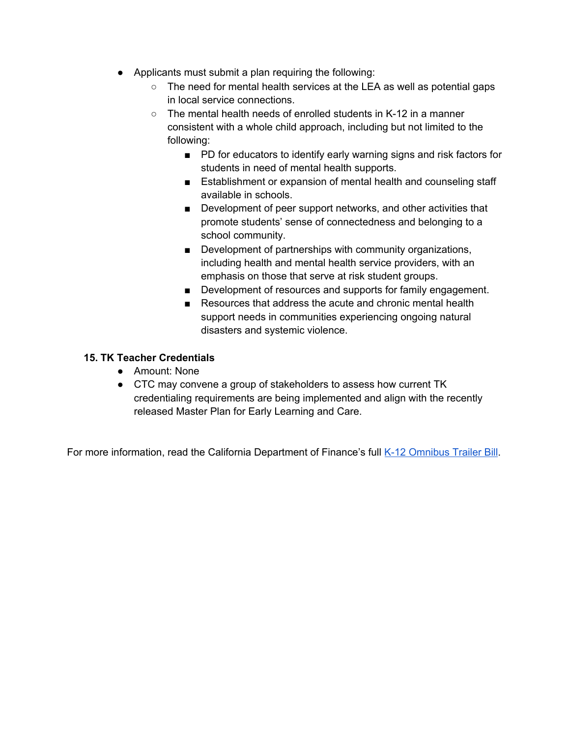- Applicants must submit a plan requiring the following:
    - The need for mental health services at the LEA as well as potential gaps in local service connections.
    - The mental health needs of enrolled students in K-12 in a manner consistent with a whole child approach, including but not limited to the following:
        - PD for educators to identify early warning signs and risk factors for students in need of mental health supports.
        - Establishment or expansion of mental health and counseling staff available in schools.
        - Development of peer support networks, and other activities that promote students' sense of connectedness and belonging to a school community.
        - Development of partnerships with community organizations, including health and mental health service providers, with an emphasis on those that serve at risk student groups.
        - Development of resources and supports for family engagement.
        - Resources that address the acute and chronic mental health support needs in communities experiencing ongoing natural disasters and systemic violence.

**15. TK Teacher Credentials**

- Amount: None
- CTC may convene a group of stakeholders to assess how current TK credentialing requirements are being implemented and align with the recently released Master Plan for Early Learning and Care.

For more information, read the California Department of Finance's full K-12 Omnibus Trailer Bill.